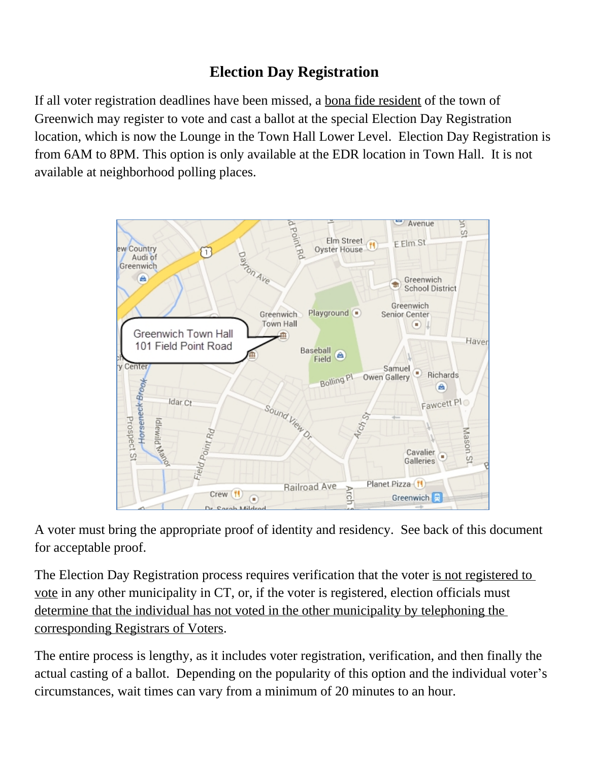# Election Day Registration

If all voter registration deadlines have been missed, a bona fide resident of the town of Greenwich may register to vote and cast a ballot at the special Election Day Registration location, which is now the Lounge in the Town Hall Lower Level. Election Day Registration is from 6AM to 8PM. This option is only available at the EDR location in Town Hall. It is not available at neighborhood polling places.

A voter must bring the appropriate proof of identity and residency. See back of this document for acceptable proof.

The Election Day Registration process requires verification that the voter is not registered to vote in any other municipality in CT, or, if the voter is registered, election officials must determine that the individual has not voted in the other municipality by telephoning the corresponding Registrars of Voters.

The entire process is lengthy, as it includes voter registration, verification, and then finally the actual casting of a ballot. Depending on the popularity of this option and the individual voter's circumstances, wait times can vary from a minimum of 20 minutes to an hour.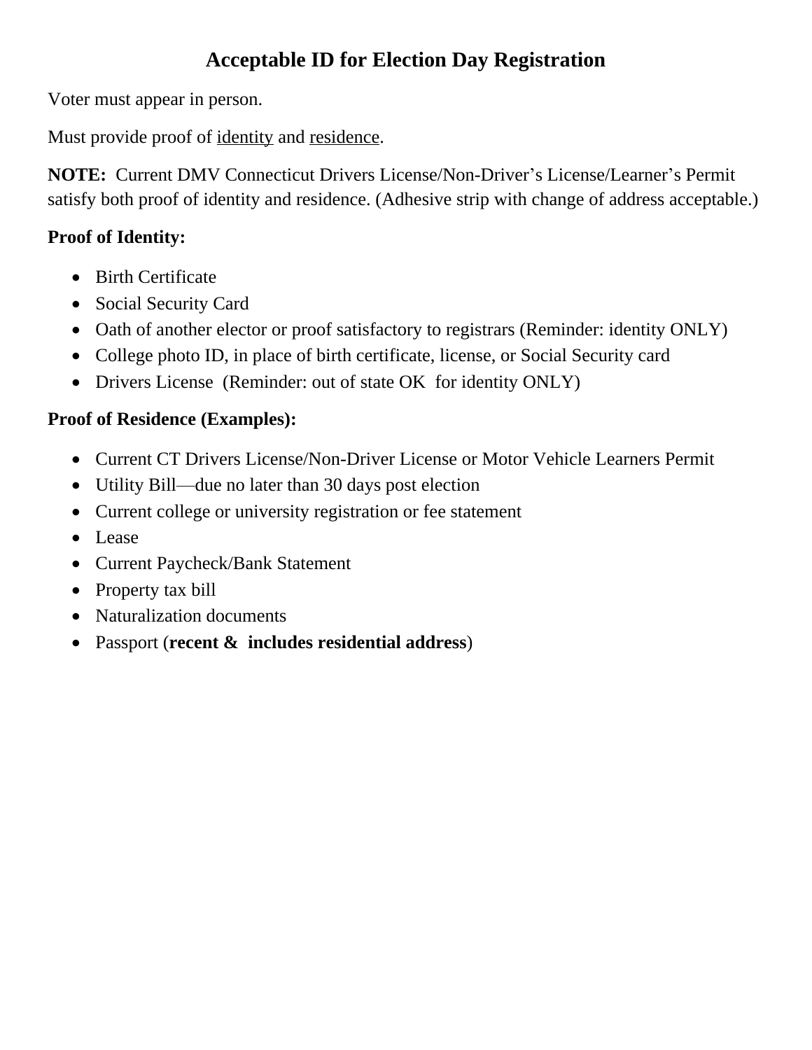# Acceptable ID for Election Day Registration

Voter must appear in person.

Must provide proof of identity and residence.

**NOTE:** Current DMV Connecticut Drivers License/Non-Driver's License/Learner's Permit satisfy both proof of identity and residence. (Adhesive strip with change of address acceptable.)

**Proof of Identity:**

- Birth Certificate
- Social Security Card
- Oath of another elector or proof satisfactory to registrars (Reminder: identity ONLY)
- College photo ID, in place of birth certificate, license, or Social Security card
- Drivers License (Reminder: out of state OK for identity ONLY)

**Proof of Residence (Examples):**

- Current CT Drivers License/Non-Driver License or Motor Vehicle Learners Permit
- Utility Bill—due no later than 30 days post election
- Current college or university registration or fee statement
- Lease
- Current Paycheck/Bank Statement
- Property tax bill
- Naturalization documents
- Passport (**recent & includes residential address**)